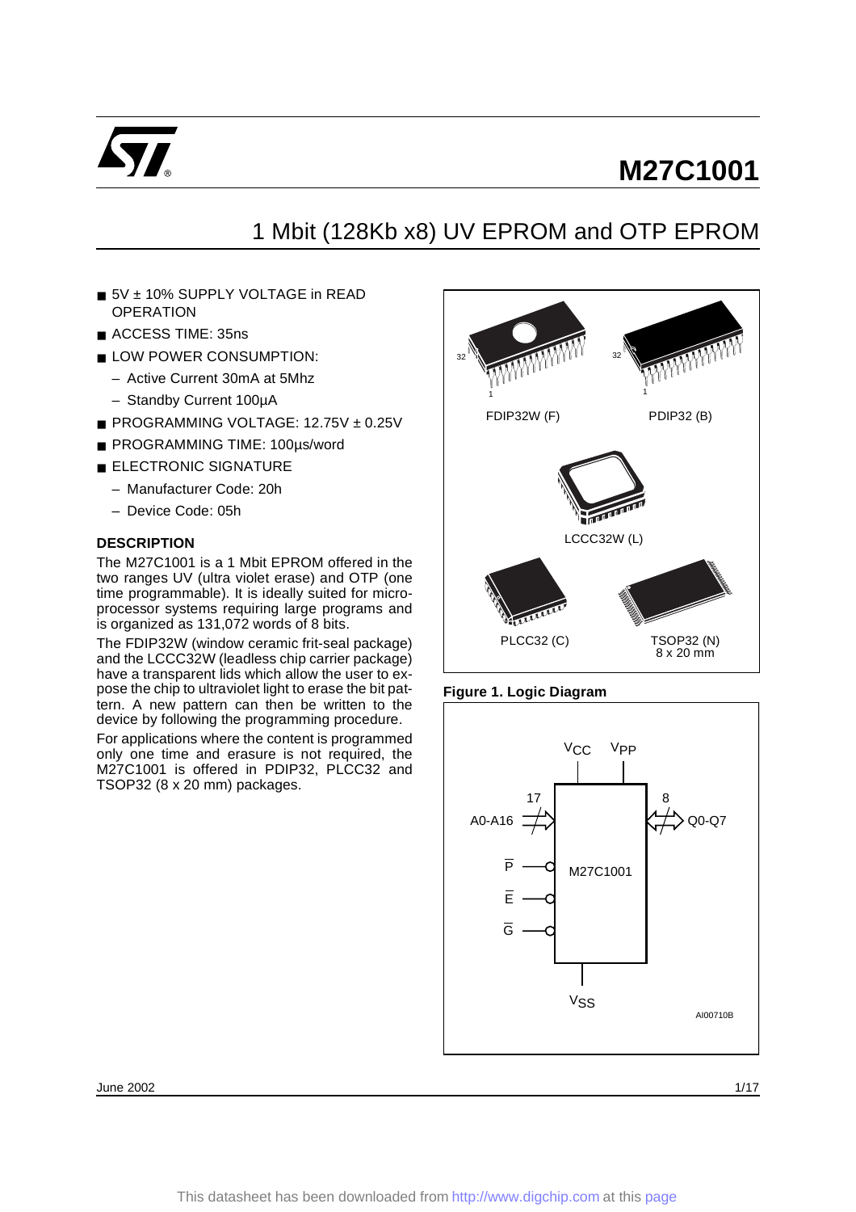# M27C1001

## 1 Mbit (128Kb x8) UV EPROM and OTP EPROM

- 5V ± 10% SUPPLY VOLTAGE in READ OPERATION
- ACCESS TIME: 35ns
- LOW POWER CONSUMPTION:
  - Active Current 30mA at 5Mhz
  - Standby Current 100µA
- PROGRAMMING VOLTAGE: 12.75V ± 0.25V
- PROGRAMMING TIME: 100µs/word
- ELECTRONIC SIGNATURE
  - Manufacturer Code: 20h
  - Device Code: 05h

### DESCRIPTION

The M27C1001 is a 1 Mbit EPROM offered in the two ranges UV (ultra violet erase) and OTP (one time programmable). It is ideally suited for microprocessor systems requiring large programs and is organized as 131,072 words of 8 bits.

The FDIP32W (window ceramic frit-seal package) and the LCCC32W (leadless chip carrier package) have a transparent lids which allow the user to expose the chip to ultraviolet light to erase the bit pattern. A new pattern can then be written to the device by following the programming procedure.

For applications where the content is programmed only one time and erasure is not required, the M27C1001 is offered in PDIP32, PLCC32 and TSOP32 (8 x 20 mm) packages.

FDIP32W (F) PDIP32 (B) LCCC32W (L) PLCC32 (C) TSOP32 (N) 8 x 20 mm

**Figure 1. Logic Diagram**

Inputs: A0-A16 (17), $\overline{P}$, $\overline{E}$, $\overline{G}$; Outputs: Q0-Q7 (8); Supplies: $V_{CC}$, $V_{PP}$, $V_{SS}$; M27C1001

AI00710B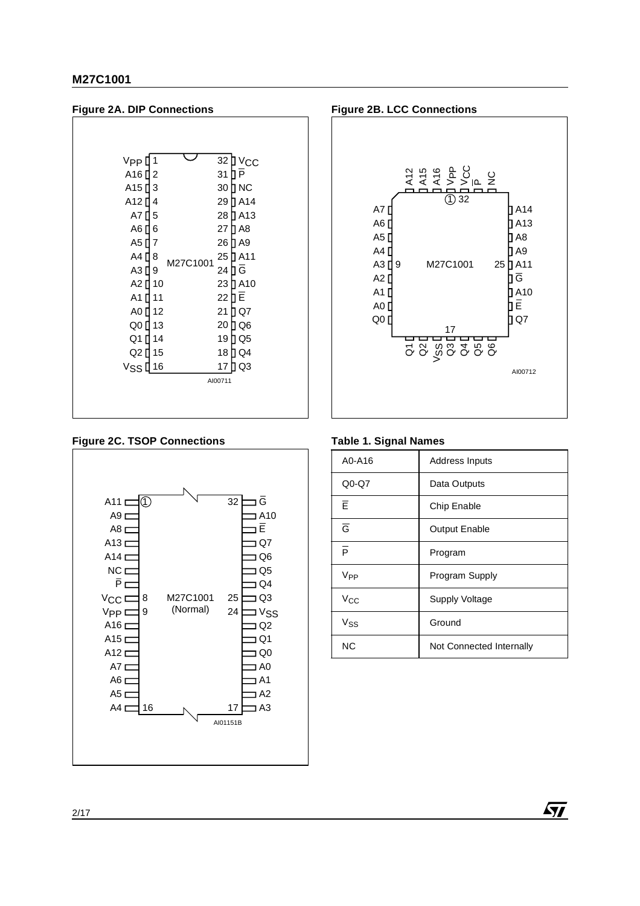**Figure 2A. DIP Connections**

| Pin | Signal | | Pin | Signal |
|---|---|---|---|---|
| 1 | $V_{PP}$ | | 32 | $V_{CC}$ |
| 2 | A16 | | 31 | $\overline{P}$ |
| 3 | A15 | | 30 | NC |
| 4 | A12 | | 29 | A14 |
| 5 | A7 | | 28 | A13 |
| 6 | A6 | | 27 | A8 |
| 7 | A5 | | 26 | A9 |
| 8 | A4 | | 25 | A11 |
| 9 | A3 | | 24 | $\overline{G}$ |
| 10 | A2 | | 23 | A10 |
| 11 | A1 | | 22 | $\overline{E}$ |
| 12 | A0 | | 21 | Q7 |
| 13 | Q0 | | 20 | Q6 |
| 14 | Q1 | | 19 | Q5 |
| 15 | Q2 | | 18 | Q4 |
| 16 | $V_{SS}$ | | 17 | Q3 |

M27C1001

AI00711

**Figure 2B. LCC Connections**

Top side (left to right): A12, A15, A16, $V_{PP}$, $V_{CC}$, $\overline{P}$, NC (pin 1 at $V_{PP}$, pin 32 at $V_{CC}$)

Left side (top to bottom): A7, A6, A5, A4, A3 (pin 9), A2, A1, A0, Q0

Right side (top to bottom): A14, A13, A8, A9, A11 (pin 25), $\overline{G}$, A10, $\overline{E}$, Q7

Bottom side (left to right): Q1, Q2, $V_{SS}$, Q3 (pin 17), Q4, Q5, Q6

M27C1001

AI00712

**Figure 2C. TSOP Connections**

| Pin | Signal | | Pin | Signal |
|---|---|---|---|---|
| 1 | A11 | | 32 | $\overline{G}$ |
| 2 | A9 | | 31 | A10 |
| 3 | A8 | | 30 | $\overline{E}$ |
| 4 | A13 | | 29 | Q7 |
| 5 | A14 | | 28 | Q6 |
| 6 | NC | | 27 | Q5 |
| 7 | $\overline{P}$ | | 26 | Q4 |
| 8 | $V_{CC}$ | | 25 | Q3 |
| 9 | $V_{PP}$ | | 24 | $V_{SS}$ |
| 10 | A16 | | 23 | Q2 |
| 11 | A15 | | 22 | Q1 |
| 12 | A12 | | 21 | Q0 |
| 13 | A7 | | 20 | A0 |
| 14 | A6 | | 19 | A1 |
| 15 | A5 | | 18 | A2 |
| 16 | A4 | | 17 | A3 |

M27C1001 (Normal)

AI01151B

**Table 1. Signal Names**

| Signal | Description |
|---|---|
| A0-A16 | Address Inputs |
| Q0-Q7 | Data Outputs |
| $\overline{E}$ | Chip Enable |
| $\overline{G}$ | Output Enable |
| $\overline{P}$ | Program |
| $V_{PP}$ | Program Supply |
| $V_{CC}$ | Supply Voltage |
| $V_{SS}$ | Ground |
| NC | Not Connected Internally |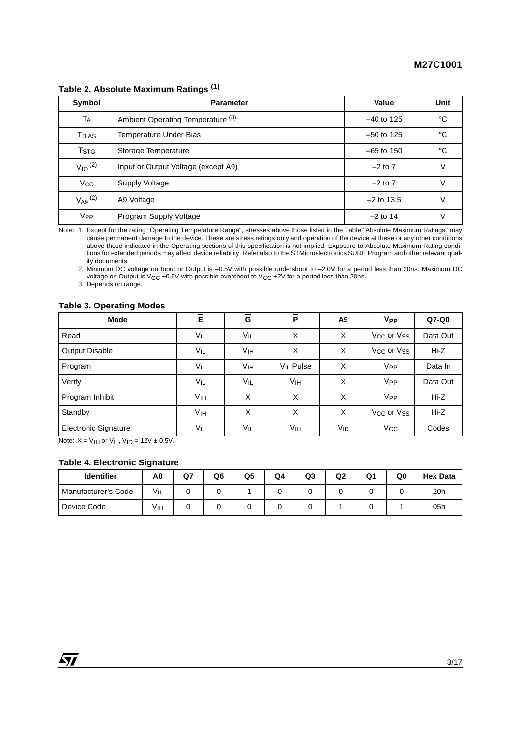**Table 2. Absolute Maximum Ratings** [1]

| Symbol | Parameter | Value | Unit |
|---|---|---|---|
| $T_A$ | Ambient Operating Temperature [3] | –40 to 125 | °C |
| $T_{BIAS}$ | Temperature Under Bias | –50 to 125 | °C |
| $T_{STG}$ | Storage Temperature | –65 to 150 | °C |
| $V_{IO}$ [2] | Input or Output Voltage (except A9) | –2 to 7 | V |
| $V_{CC}$ | Supply Voltage | –2 to 7 | V |
| $V_{A9}$ [2] | A9 Voltage | –2 to 13.5 | V |
| $V_{PP}$ | Program Supply Voltage | –2 to 14 | V |

Note: 1. Except for the rating "Operating Temperature Range", stresses above those listed in the Table "Absolute Maximum Ratings" may cause permanent damage to the device. These are stress ratings only and operation of the device at these or any other conditions above those indicated in the Operating sections of this specification is not implied. Exposure to Absolute Maximum Rating conditions for extended periods may affect device reliability. Refer also to the STMicroelectronics SURE Program and other relevant quality documents.

2. Minimum DC voltage on Input or Output is –0.5V with possible undershoot to –2.0V for a period less than 20ns. Maximum DC voltage on Output is $V_{CC}$ +0.5V with possible overshoot to $V_{CC}$ +2V for a period less than 20ns.

3. Depends on range.

**Table 3. Operating Modes**

| Mode | $\overline{E}$ | $\overline{G}$ | $\overline{P}$ | A9 | $V_{PP}$ | Q7-Q0 |
|---|---|---|---|---|---|---|
| Read | $V_{IL}$ | $V_{IL}$ | X | X | $V_{CC}$ or $V_{SS}$ | Data Out |
| Output Disable | $V_{IL}$ | $V_{IH}$ | X | X | $V_{CC}$ or $V_{SS}$ | Hi-Z |
| Program | $V_{IL}$ | $V_{IH}$ | $V_{IL}$ Pulse | X | $V_{PP}$ | Data In |
| Verify | $V_{IL}$ | $V_{IL}$ | $V_{IH}$ | X | $V_{PP}$ | Data Out |
| Program Inhibit | $V_{IH}$ | X | X | X | $V_{PP}$ | Hi-Z |
| Standby | $V_{IH}$ | X | X | X | $V_{CC}$ or $V_{SS}$ | Hi-Z |
| Electronic Signature | $V_{IL}$ | $V_{IL}$ | $V_{IH}$ | $V_{ID}$ | $V_{CC}$ | Codes |

Note: X = $V_{IH}$ or $V_{IL}$, $V_{ID}$ = 12V ± 0.5V.

**Table 4. Electronic Signature**

| Identifier | A0 | Q7 | Q6 | Q5 | Q4 | Q3 | Q2 | Q1 | Q0 | Hex Data |
|---|---|---|---|---|---|---|---|---|---|---|
| Manufacturer's Code | $V_{IL}$ | 0 | 0 | 1 | 0 | 0 | 0 | 0 | 0 | 20h |
| Device Code | $V_{IH}$ | 0 | 0 | 0 | 0 | 0 | 1 | 0 | 1 | 05h |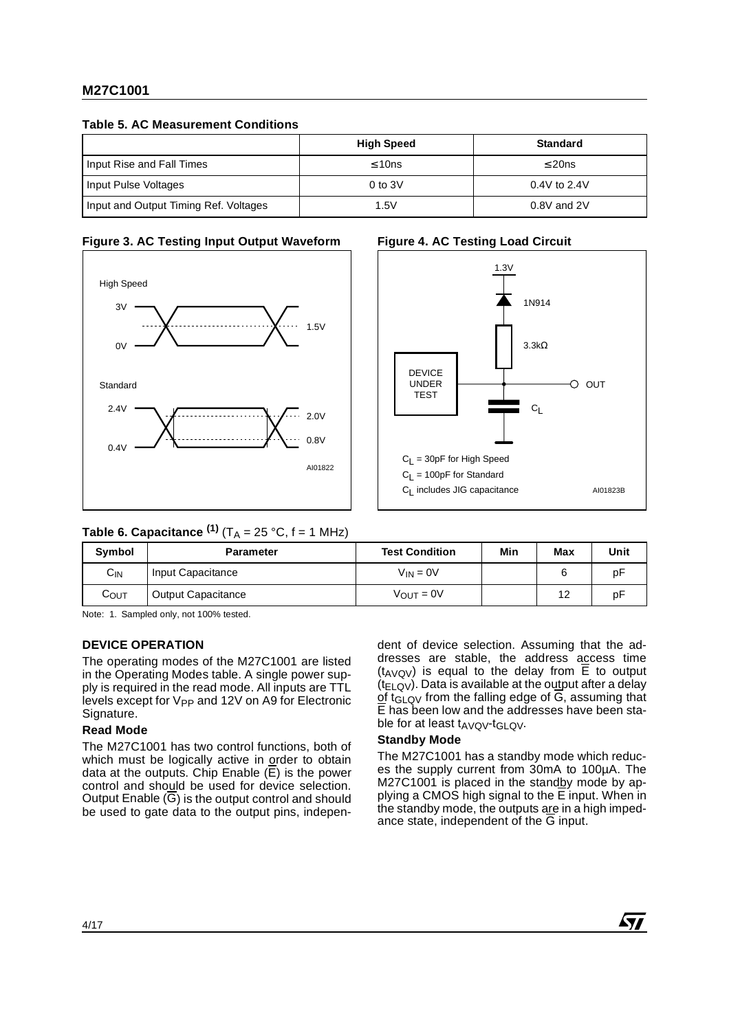**Table 5. AC Measurement Conditions**

| | High Speed | Standard |
|---|---|---|
| Input Rise and Fall Times | ≤ 10ns | ≤ 20ns |
| Input Pulse Voltages | 0 to 3V | 0.4V to 2.4V |
| Input and Output Timing Ref. Voltages | 1.5V | 0.8V and 2V |

**Figure 3. AC Testing Input Output Waveform**

**Figure 4. AC Testing Load Circuit**

**Table 6. Capacitance [(1)]** ($T_A$ = 25 °C, f = 1 MHz)

| Symbol | Parameter | Test Condition | Min | Max | Unit |
|---|---|---|---|---|---|
| $C_{IN}$ | Input Capacitance | $V_{IN}$ = 0V | | 6 | pF |
| $C_{OUT}$ | Output Capacitance | $V_{OUT}$ = 0V | | 12 | pF |

Note: 1. Sampled only, not 100% tested.

## DEVICE OPERATION

The operating modes of the M27C1001 are listed in the Operating Modes table. A single power supply is required in the read mode. All inputs are TTL levels except for $V_{PP}$ and 12V on A9 for Electronic Signature.

### Read Mode

The M27C1001 has two control functions, both of which must be logically active in order to obtain data at the outputs. Chip Enable ($\overline{E}$) is the power control and should be used for device selection. Output Enable ($\overline{G}$) is the output control and should be used to gate data to the output pins, independent of device selection. Assuming that the addresses are stable, the address access time ($t_{AVQV}$) is equal to the delay from $\overline{E}$ to output ($t_{ELQV}$). Data is available at the output after a delay of $t_{GLQV}$ from the falling edge of $\overline{G}$, assuming that $\overline{E}$ has been low and the addresses have been stable for at least $t_{AVQV}$-$t_{GLQV}$.

### Standby Mode

The M27C1001 has a standby mode which reduces the supply current from 30mA to 100µA. The M27C1001 is placed in the standby mode by applying a CMOS high signal to the $\overline{E}$ input. When in the standby mode, the outputs are in a high impedance state, independent of the $\overline{G}$ input.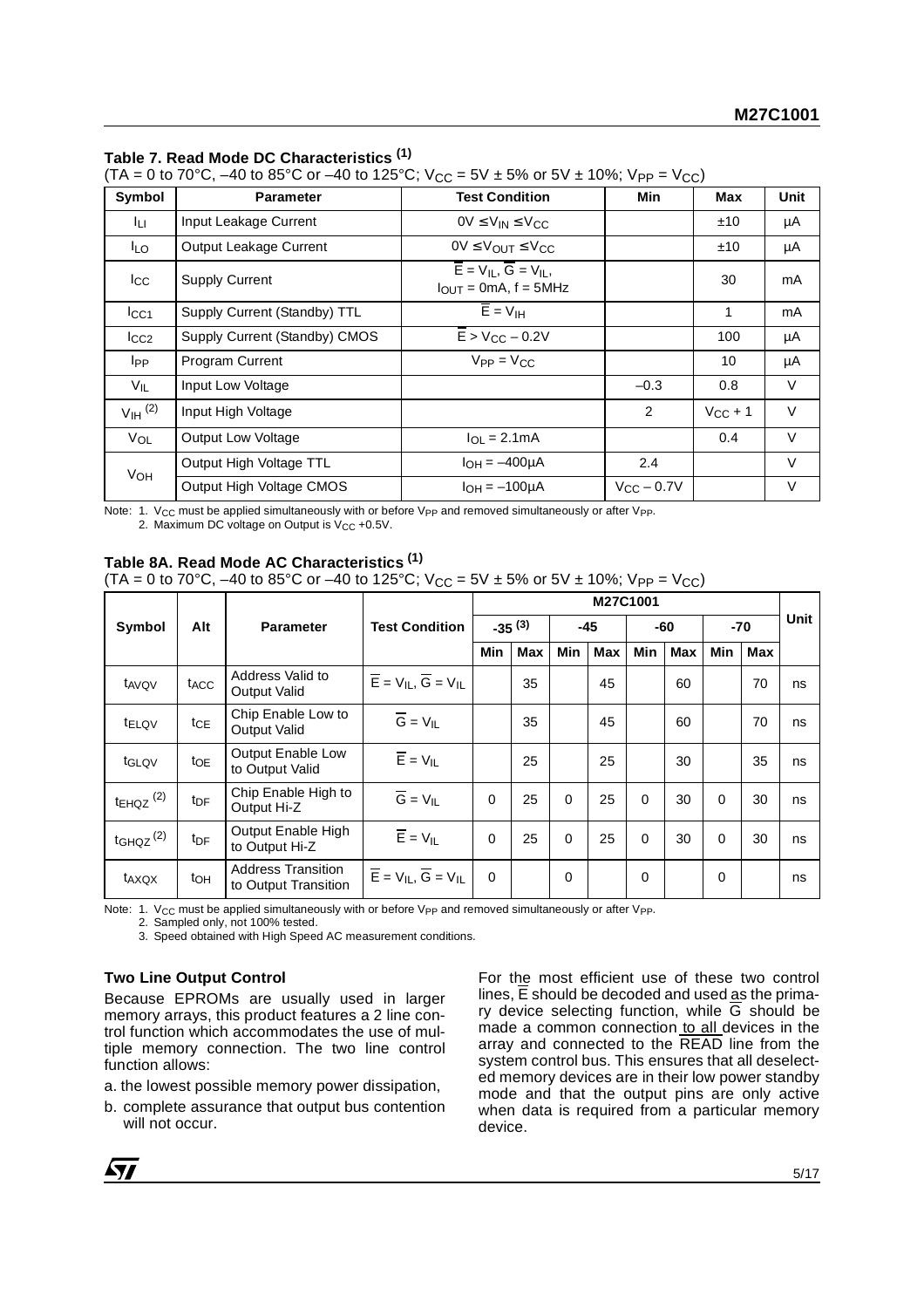**Table 7. Read Mode DC Characteristics (1)**

($T_A$ = 0 to 70°C, –40 to 85°C or –40 to 125°C; $V_{CC}$ = 5V ± 5% or 5V ± 10%; $V_{PP}$ = $V_{CC}$)

| Symbol | Parameter | Test Condition | Min | Max | Unit |
|---|---|---|---|---|---|
| $I_{LI}$ | Input Leakage Current | $0V \le V_{IN} \le V_{CC}$ | | ±10 | µA |
| $I_{LO}$ | Output Leakage Current | $0V \le V_{OUT} \le V_{CC}$ | | ±10 | µA |
| $I_{CC}$ | Supply Current | $\overline{E} = V_{IL}$, $\overline{G} = V_{IL}$, $I_{OUT}$ = 0mA, f = 5MHz | | 30 | mA |
| $I_{CC1}$ | Supply Current (Standby) TTL | $\overline{E} = V_{IH}$ | | 1 | mA |
| $I_{CC2}$ | Supply Current (Standby) CMOS | $\overline{E} > V_{CC} - 0.2V$ | | 100 | µA |
| $I_{PP}$ | Program Current | $V_{PP} = V_{CC}$ | | 10 | µA |
| $V_{IL}$ | Input Low Voltage | | –0.3 | 0.8 | V |
| $V_{IH}$ (2) | Input High Voltage | | 2 | $V_{CC}$ + 1 | V |
| $V_{OL}$ | Output Low Voltage | $I_{OL}$ = 2.1mA | | 0.4 | V |
| $V_{OH}$ | Output High Voltage TTL | $I_{OH}$ = –400µA | 2.4 | | V |
| | Output High Voltage CMOS | $I_{OH}$ = –100µA | $V_{CC}$ – 0.7V | | V |

Note: 1. $V_{CC}$ must be applied simultaneously with or before $V_{PP}$ and removed simultaneously or after $V_{PP}$.
2. Maximum DC voltage on Output is $V_{CC}$ +0.5V.

**Table 8A. Read Mode AC Characteristics (1)**

($T_A$ = 0 to 70°C, –40 to 85°C or –40 to 125°C; $V_{CC}$ = 5V ± 5% or 5V ± 10%; $V_{PP}$ = $V_{CC}$)

| Symbol | Alt | Parameter | Test Condition | M27C1001 | | | | | | | | Unit |
|---|---|---|---|---|---|---|---|---|---|---|---|---|
| | | | | -35 (3) | | -45 | | -60 | | -70 | | |
| | | | | Min | Max | Min | Max | Min | Max | Min | Max | |
| $t_{AVQV}$ | $t_{ACC}$ | Address Valid to Output Valid | $\overline{E} = V_{IL}$, $\overline{G} = V_{IL}$ | | 35 | | 45 | | 60 | | 70 | ns |
| $t_{ELQV}$ | $t_{CE}$ | Chip Enable Low to Output Valid | $\overline{G} = V_{IL}$ | | 35 | | 45 | | 60 | | 70 | ns |
| $t_{GLQV}$ | $t_{OE}$ | Output Enable Low to Output Valid | $\overline{E} = V_{IL}$ | | 25 | | 25 | | 30 | | 35 | ns |
| $t_{EHQZ}$ (2) | $t_{DF}$ | Chip Enable High to Output Hi-Z | $\overline{G} = V_{IL}$ | 0 | 25 | 0 | 25 | 0 | 30 | 0 | 30 | ns |
| $t_{GHQZ}$ (2) | $t_{DF}$ | Output Enable High to Output Hi-Z | $\overline{E} = V_{IL}$ | 0 | 25 | 0 | 25 | 0 | 30 | 0 | 30 | ns |
| $t_{AXQX}$ | $t_{OH}$ | Address Transition to Output Transition | $\overline{E} = V_{IL}$, $\overline{G} = V_{IL}$ | 0 | | 0 | | 0 | | 0 | | ns |

Note: 1. $V_{CC}$ must be applied simultaneously with or before $V_{PP}$ and removed simultaneously or after $V_{PP}$.
2. Sampled only, not 100% tested.
3. Speed obtained with High Speed AC measurement conditions.

**Two Line Output Control**

Because EPROMs are usually used in larger memory arrays, this product features a 2 line control function which accommodates the use of multiple memory connection. The two line control function allows:

a. the lowest possible memory power dissipation,

b. complete assurance that output bus contention will not occur.

For the most efficient use of these two control lines, $\overline{E}$ should be decoded and used as the primary device selecting function, while $\overline{G}$ should be made a common connection to all devices in the array and connected to the $\overline{READ}$ line from the system control bus. This ensures that all deselected memory devices are in their low power standby mode and that the output pins are only active when data is required from a particular memory device.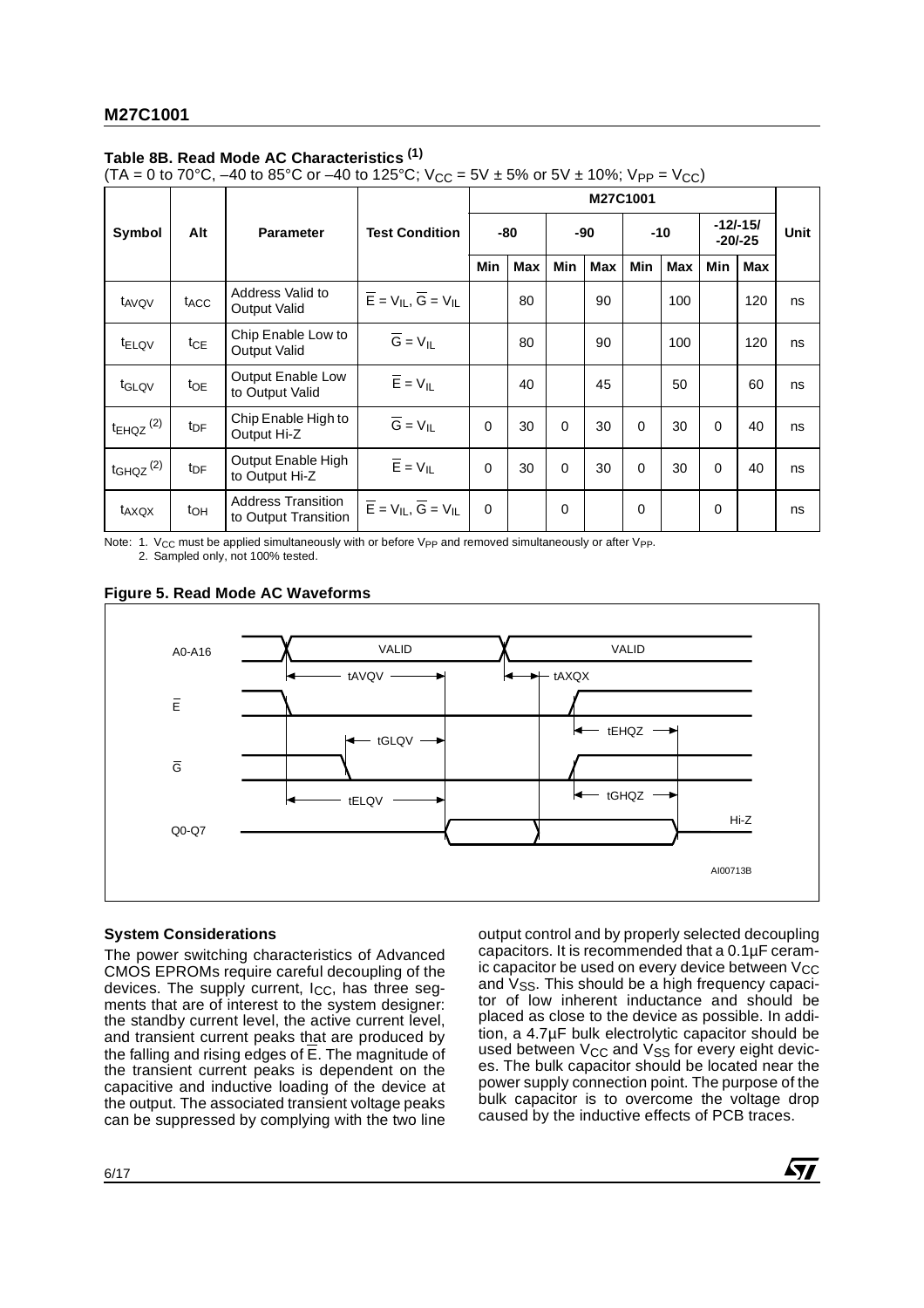**Table 8B. Read Mode AC Characteristics (1)**

(TA = 0 to 70°C, –40 to 85°C or –40 to 125°C; $V_{CC}$ = 5V ± 5% or 5V ± 10%; $V_{PP}$ = $V_{CC}$)

| Symbol | Alt | Parameter | Test Condition | M27C1001 | | | | | | | | Unit |
|---|---|---|---|---|---|---|---|---|---|---|---|---|
| | | | | -80 | | -90 | | -10 | | -12/-15/ -20/-25 | | |
| | | | | Min | Max | Min | Max | Min | Max | Min | Max | |
| $t_{AVQV}$ | $t_{ACC}$ | Address Valid to Output Valid | $\overline{E} = V_{IL}$, $\overline{G} = V_{IL}$ | | 80 | | 90 | | 100 | | 120 | ns |
| $t_{ELQV}$ | $t_{CE}$ | Chip Enable Low to Output Valid | $\overline{G} = V_{IL}$ | | 80 | | 90 | | 100 | | 120 | ns |
| $t_{GLQV}$ | $t_{OE}$ | Output Enable Low to Output Valid | $\overline{E} = V_{IL}$ | | 40 | | 45 | | 50 | | 60 | ns |
| $t_{EHQZ}$ (2) | $t_{DF}$ | Chip Enable High to Output Hi-Z | $\overline{G} = V_{IL}$ | 0 | 30 | 0 | 30 | 0 | 30 | 0 | 40 | ns |
| $t_{GHQZ}$ (2) | $t_{DF}$ | Output Enable High to Output Hi-Z | $\overline{E} = V_{IL}$ | 0 | 30 | 0 | 30 | 0 | 30 | 0 | 40 | ns |
| $t_{AXQX}$ | $t_{OH}$ | Address Transition to Output Transition | $\overline{E} = V_{IL}$, $\overline{G} = V_{IL}$ | 0 | | 0 | | 0 | | 0 | | ns |

Note: 1. $V_{CC}$ must be applied simultaneously with or before $V_{PP}$ and removed simultaneously or after $V_{PP}$.
2. Sampled only, not 100% tested.

**Figure 5. Read Mode AC Waveforms**

### System Considerations

The power switching characteristics of Advanced CMOS EPROMs require careful decoupling of the devices. The supply current, $I_{CC}$, has three segments that are of interest to the system designer: the standby current level, the active current level, and transient current peaks that are produced by the falling and rising edges of $\overline{E}$. The magnitude of the transient current peaks is dependent on the capacitive and inductive loading of the device at the output. The associated transient voltage peaks can be suppressed by complying with the two line output control and by properly selected decoupling capacitors. It is recommended that a 0.1µF ceramic capacitor be used on every device between $V_{CC}$ and $V_{SS}$. This should be a high frequency capacitor of low inherent inductance and should be placed as close to the device as possible. In addition, a 4.7µF bulk electrolytic capacitor should be used between $V_{CC}$ and $V_{SS}$ for every eight devices. The bulk capacitor should be located near the power supply connection point. The purpose of the bulk capacitor is to overcome the voltage drop caused by the inductive effects of PCB traces.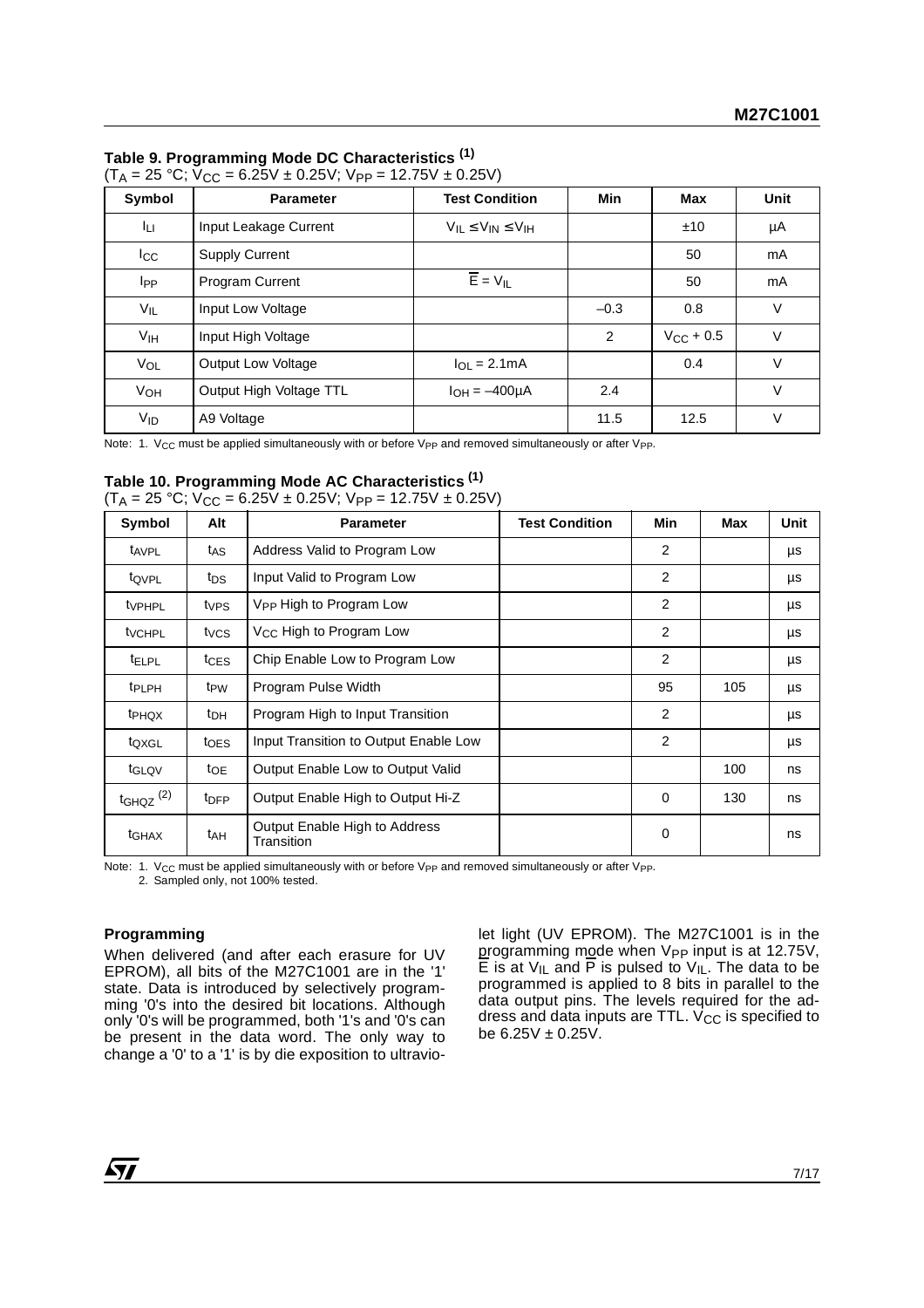**Table 9. Programming Mode DC Characteristics** [1]
($T_A$ = 25 °C; $V_{CC}$ = 6.25V ± 0.25V; $V_{PP}$ = 12.75V ± 0.25V)

| Symbol | Parameter | Test Condition | Min | Max | Unit |
|---|---|---|---|---|---|
| $I_{LI}$ | Input Leakage Current | $V_{IL} \le V_{IN} \le V_{IH}$ | | ±10 | µA |
| $I_{CC}$ | Supply Current | | | 50 | mA |
| $I_{PP}$ | Program Current | $\overline{E} = V_{IL}$ | | 50 | mA |
| $V_{IL}$ | Input Low Voltage | | –0.3 | 0.8 | V |
| $V_{IH}$ | Input High Voltage | | 2 | $V_{CC}$ + 0.5 | V |
| $V_{OL}$ | Output Low Voltage | $I_{OL}$ = 2.1mA | | 0.4 | V |
| $V_{OH}$ | Output High Voltage TTL | $I_{OH}$ = –400µA | 2.4 | | V |
| $V_{ID}$ | A9 Voltage | | 11.5 | 12.5 | V |

Note: 1. $V_{CC}$ must be applied simultaneously with or before $V_{PP}$ and removed simultaneously or after $V_{PP}$.

**Table 10. Programming Mode AC Characteristics** [1]
($T_A$ = 25 °C; $V_{CC}$ = 6.25V ± 0.25V; $V_{PP}$ = 12.75V ± 0.25V)

| Symbol | Alt | Parameter | Test Condition | Min | Max | Unit |
|---|---|---|---|---|---|---|
| $t_{AVPL}$ | $t_{AS}$ | Address Valid to Program Low | | 2 | | µs |
| $t_{QVPL}$ | $t_{DS}$ | Input Valid to Program Low | | 2 | | µs |
| $t_{VPHPL}$ | $t_{VPS}$ | $V_{PP}$ High to Program Low | | 2 | | µs |
| $t_{VCHPL}$ | $t_{VCS}$ | $V_{CC}$ High to Program Low | | 2 | | µs |
| $t_{ELPL}$ | $t_{CES}$ | Chip Enable Low to Program Low | | 2 | | µs |
| $t_{PLPH}$ | $t_{PW}$ | Program Pulse Width | | 95 | 105 | µs |
| $t_{PHQX}$ | $t_{DH}$ | Program High to Input Transition | | 2 | | µs |
| $t_{QXGL}$ | $t_{OES}$ | Input Transition to Output Enable Low | | 2 | | µs |
| $t_{GLQV}$ | $t_{OE}$ | Output Enable Low to Output Valid | | | 100 | ns |
| $t_{GHQZ}$ [2] | $t_{DFP}$ | Output Enable High to Output Hi-Z | | 0 | 130 | ns |
| $t_{GHAX}$ | $t_{AH}$ | Output Enable High to Address Transition | | 0 | | ns |

Note: 1. $V_{CC}$ must be applied simultaneously with or before $V_{PP}$ and removed simultaneously or after $V_{PP}$.
2. Sampled only, not 100% tested.

**Programming**

When delivered (and after each erasure for UV EPROM), all bits of the M27C1001 are in the '1' state. Data is introduced by selectively programming '0's into the desired bit locations. Although only '0's will be programmed, both '1's and '0's can be present in the data word. The only way to change a '0' to a '1' is by die exposition to ultraviolet light (UV EPROM). The M27C1001 is in the programming mode when $V_{PP}$ input is at 12.75V, $\overline{E}$ is at $V_{IL}$ and $\overline{P}$ is pulsed to $V_{IL}$. The data to be programmed is applied to 8 bits in parallel to the data output pins. The levels required for the address and data inputs are TTL. $V_{CC}$ is specified to be 6.25V ± 0.25V.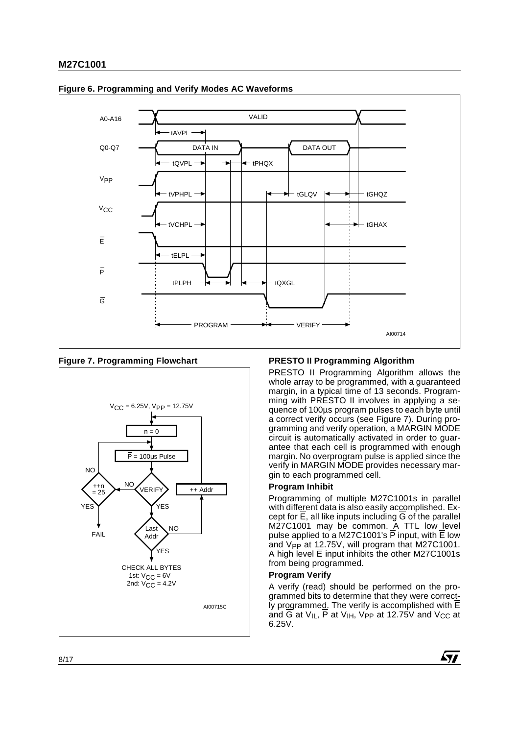**Figure 6. Programming and Verify Modes AC Waveforms**

**Figure 7. Programming Flowchart**

### PRESTO II Programming Algorithm

PRESTO II Programming Algorithm allows the whole array to be programmed, with a guaranteed margin, in a typical time of 13 seconds. Programming with PRESTO II involves in applying a sequence of 100µs program pulses to each byte until a correct verify occurs (see Figure 7). During programming and verify operation, a MARGIN MODE circuit is automatically activated in order to guarantee that each cell is programmed with enough margin. No overprogram pulse is applied since the verify in MARGIN MODE provides necessary margin to each programmed cell.

### Program Inhibit

Programming of multiple M27C1001s in parallel with different data is also easily accomplished. Except for $\overline{E}$, all like inputs including $\overline{G}$ of the parallel M27C1001 may be common. A TTL low level pulse applied to a M27C1001's $\overline{P}$ input, with $\overline{E}$ low and $V_{PP}$ at 12.75V, will program that M27C1001. A high level $\overline{E}$ input inhibits the other M27C1001s from being programmed.

### Program Verify

A verify (read) should be performed on the programmed bits to determine that they were correctly programmed. The verify is accomplished with $\overline{E}$ and $\overline{G}$ at $V_{IL}$, $\overline{P}$ at $V_{IH}$, $V_{PP}$ at 12.75V and $V_{CC}$ at 6.25V.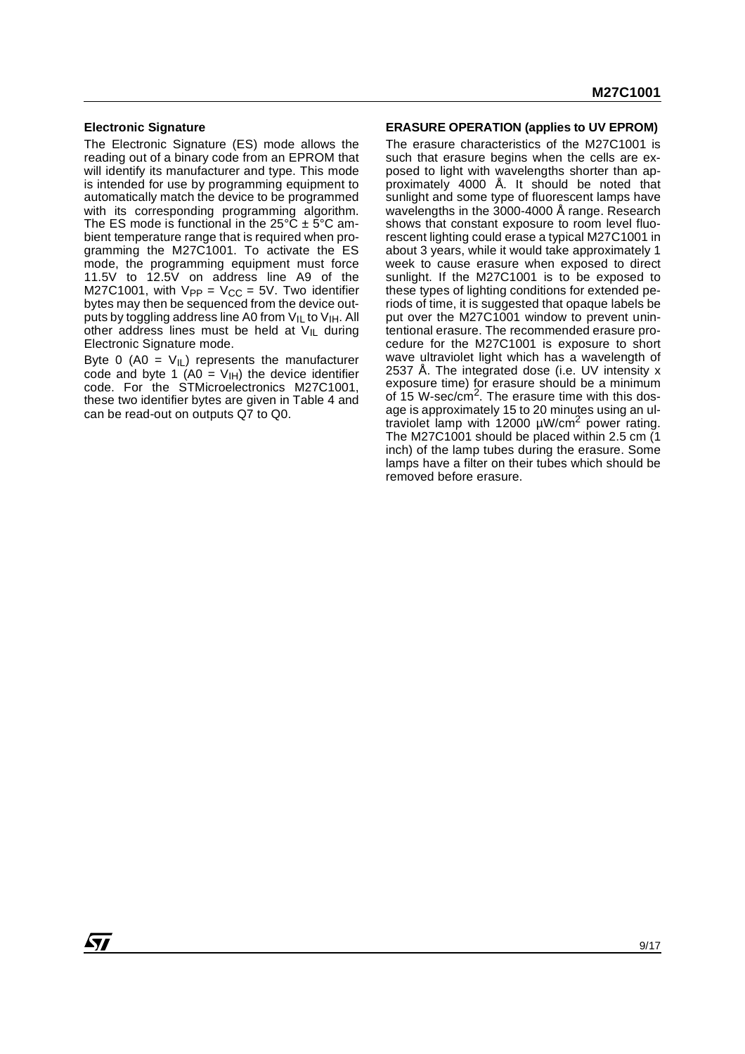### Electronic Signature

The Electronic Signature (ES) mode allows the reading out of a binary code from an EPROM that will identify its manufacturer and type. This mode is intended for use by programming equipment to automatically match the device to be programmed with its corresponding programming algorithm. The ES mode is functional in the 25°C ± 5°C ambient temperature range that is required when programming the M27C1001. To activate the ES mode, the programming equipment must force 11.5V to 12.5V on address line A9 of the M27C1001, with $V_{PP} = V_{CC} = 5V$. Two identifier bytes may then be sequenced from the device outputs by toggling address line A0 from $V_{IL}$ to $V_{IH}$. All other address lines must be held at $V_{IL}$ during Electronic Signature mode.

Byte 0 ($A0 = V_{IL}$) represents the manufacturer code and byte 1 ($A0 = V_{IH}$) the device identifier code. For the STMicroelectronics M27C1001, these two identifier bytes are given in Table 4 and can be read-out on outputs Q7 to Q0.

### ERASURE OPERATION (applies to UV EPROM)

The erasure characteristics of the M27C1001 is such that erasure begins when the cells are exposed to light with wavelengths shorter than approximately 4000 Å. It should be noted that sunlight and some type of fluorescent lamps have wavelengths in the 3000-4000 Å range. Research shows that constant exposure to room level fluorescent lighting could erase a typical M27C1001 in about 3 years, while it would take approximately 1 week to cause erasure when exposed to direct sunlight. If the M27C1001 is to be exposed to these types of lighting conditions for extended periods of time, it is suggested that opaque labels be put over the M27C1001 window to prevent unintentional erasure. The recommended erasure procedure for the M27C1001 is exposure to short wave ultraviolet light which has a wavelength of 2537 Å. The integrated dose (i.e. UV intensity x exposure time) for erasure should be a minimum of 15 W-sec/$cm^2$. The erasure time with this dosage is approximately 15 to 20 minutes using an ultraviolet lamp with 12000 µW/$cm^2$ power rating. The M27C1001 should be placed within 2.5 cm (1 inch) of the lamp tubes during the erasure. Some lamps have a filter on their tubes which should be removed before erasure.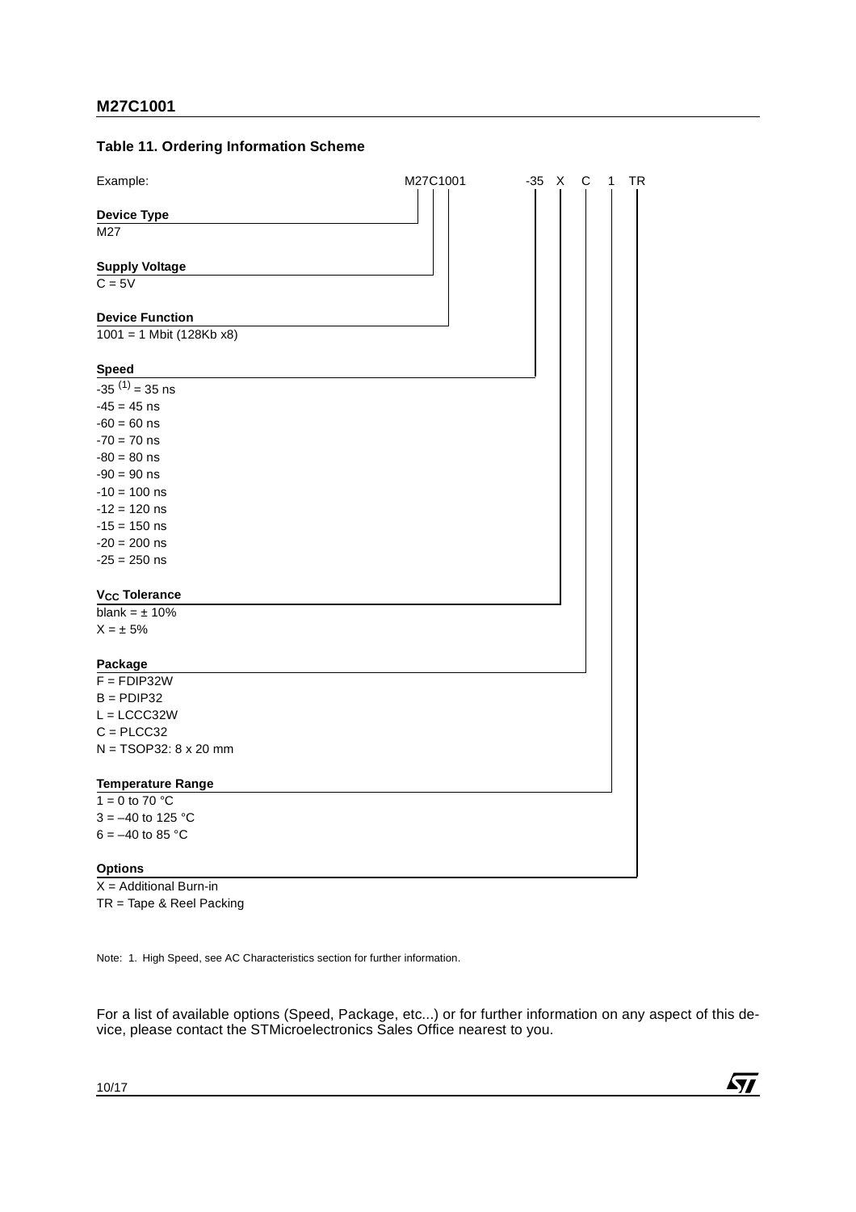**Table 11. Ordering Information Scheme**

Example: M27C1001 -35 X C 1 TR

**Device Type**

M27

**Supply Voltage**

C = 5V

**Device Function**

1001 = 1 Mbit (128Kb x8)

**Speed**

-35 [1] = 35 ns
-45 = 45 ns
-60 = 60 ns
-70 = 70 ns
-80 = 80 ns
-90 = 90 ns
-10 = 100 ns
-12 = 120 ns
-15 = 150 ns
-20 = 200 ns
-25 = 250 ns

**$V_{CC}$ Tolerance**

blank = ± 10%
X = ± 5%

**Package**

F = FDIP32W
B = PDIP32
L = LCCC32W
C = PLCC32
N = TSOP32: 8 x 20 mm

**Temperature Range**

1 = 0 to 70 °C
3 = –40 to 125 °C
6 = –40 to 85 °C

**Options**

X = Additional Burn-in
TR = Tape & Reel Packing

Note: 1. High Speed, see AC Characteristics section for further information.

For a list of available options (Speed, Package, etc...) or for further information on any aspect of this device, please contact the STMicroelectronics Sales Office nearest to you.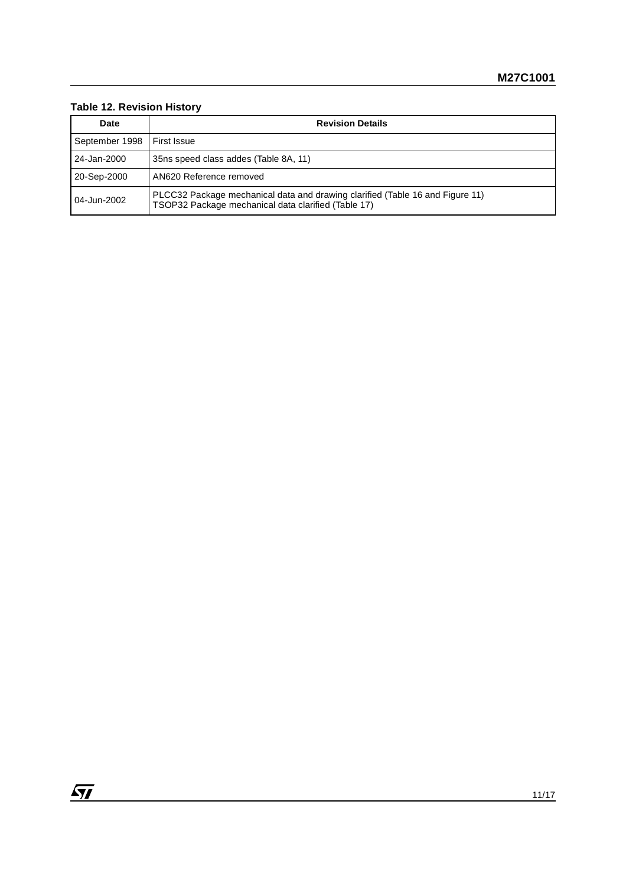**Table 12. Revision History**

| Date | Revision Details |
|---|---|
| September 1998 | First Issue |
| 24-Jan-2000 | 35ns speed class addes (Table 8A, 11) |
| 20-Sep-2000 | AN620 Reference removed |
| 04-Jun-2002 | PLCC32 Package mechanical data and drawing clarified (Table 16 and Figure 11)<br>TSOP32 Package mechanical data clarified (Table 17) |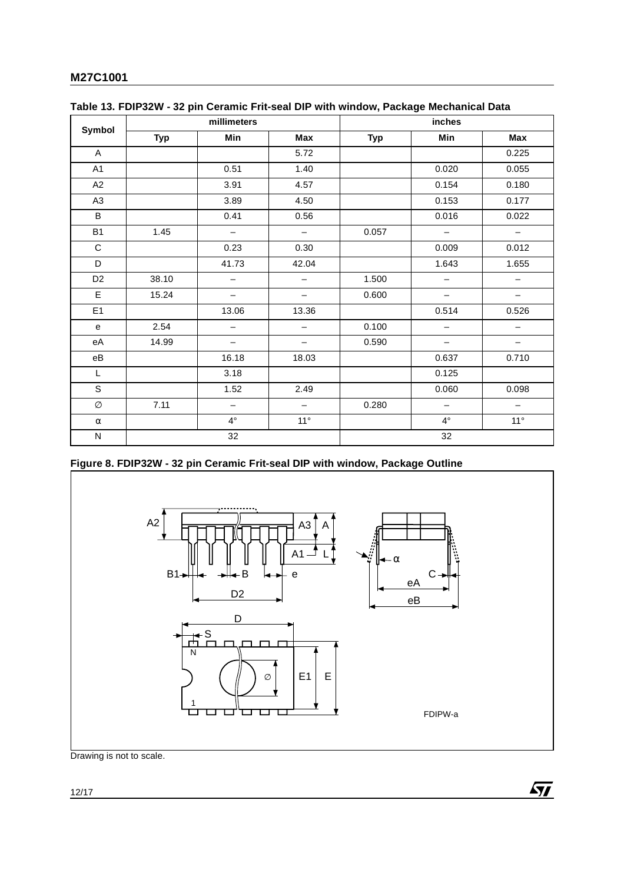**Table 13. FDIP32W - 32 pin Ceramic Frit-seal DIP with window, Package Mechanical Data**

| Symbol | millimeters | | | inches | | |
|---|---|---|---|---|---|---|
| | Typ | Min | Max | Typ | Min | Max |
| A | | | 5.72 | | | 0.225 |
| A1 | | 0.51 | 1.40 | | 0.020 | 0.055 |
| A2 | | 3.91 | 4.57 | | 0.154 | 0.180 |
| A3 | | 3.89 | 4.50 | | 0.153 | 0.177 |
| B | | 0.41 | 0.56 | | 0.016 | 0.022 |
| B1 | 1.45 | – | – | 0.057 | – | – |
| C | | 0.23 | 0.30 | | 0.009 | 0.012 |
| D | | 41.73 | 42.04 | | 1.643 | 1.655 |
| D2 | 38.10 | – | – | 1.500 | – | – |
| E | 15.24 | – | – | 0.600 | – | – |
| E1 | | 13.06 | 13.36 | | 0.514 | 0.526 |
| e | 2.54 | – | – | 0.100 | – | – |
| eA | 14.99 | – | – | 0.590 | – | – |
| eB | | 16.18 | 18.03 | | 0.637 | 0.710 |
| L | | 3.18 | | | 0.125 | |
| S | | 1.52 | 2.49 | | 0.060 | 0.098 |
| ∅ | 7.11 | – | – | 0.280 | – | – |
| α | | 4° | 11° | | 4° | 11° |
| N | 32 | | | 32 | | |

**Figure 8. FDIP32W - 32 pin Ceramic Frit-seal DIP with window, Package Outline**

FDIPW-a

Drawing is not to scale.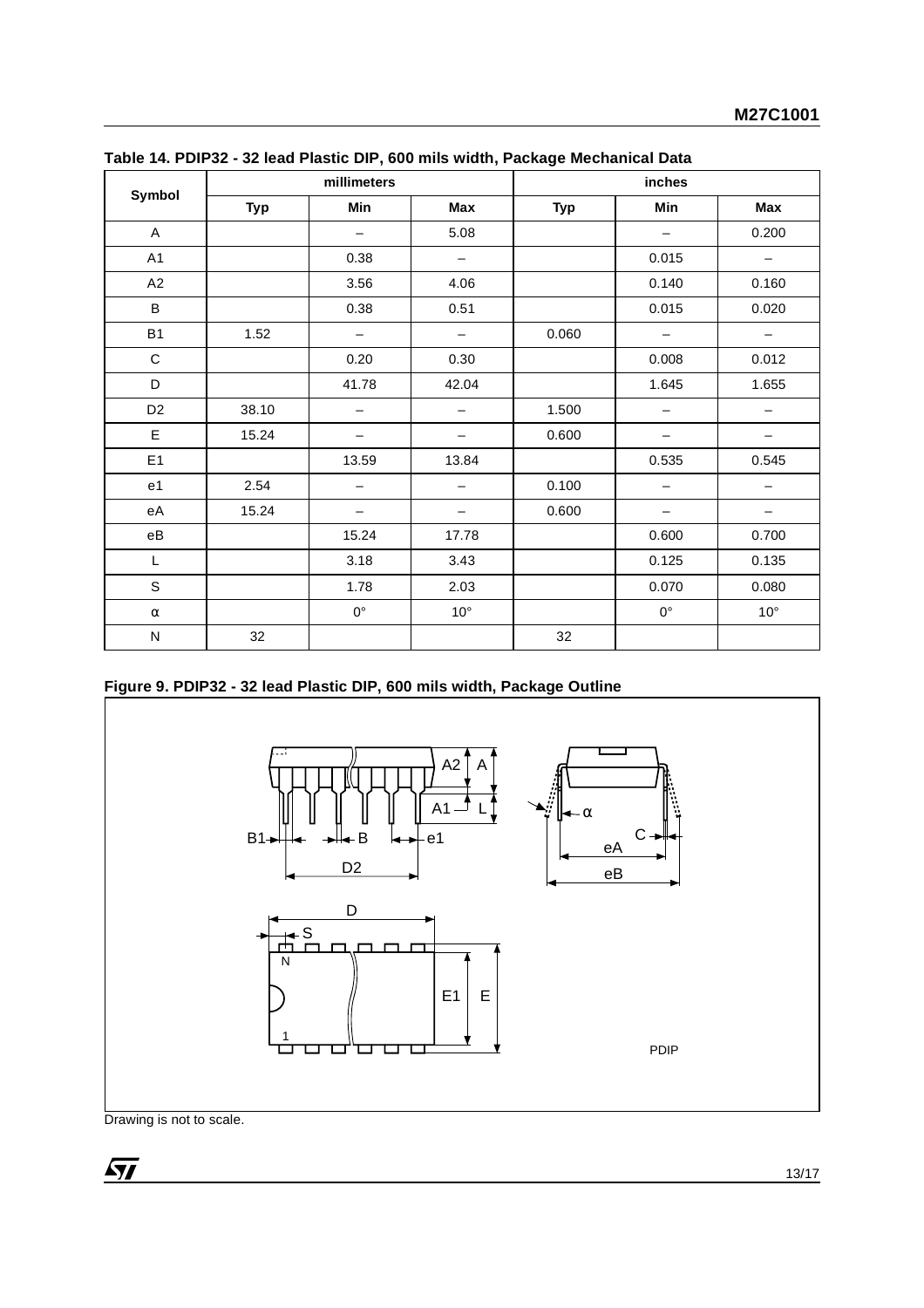**Table 14. PDIP32 - 32 lead Plastic DIP, 600 mils width, Package Mechanical Data**

| Symbol | millimeters | | | inches | | |
|---|---|---|---|---|---|---|
| | Typ | Min | Max | Typ | Min | Max |
| A | | – | 5.08 | | – | 0.200 |
| A1 | | 0.38 | – | | 0.015 | – |
| A2 | | 3.56 | 4.06 | | 0.140 | 0.160 |
| B | | 0.38 | 0.51 | | 0.015 | 0.020 |
| B1 | 1.52 | – | – | 0.060 | – | – |
| C | | 0.20 | 0.30 | | 0.008 | 0.012 |
| D | | 41.78 | 42.04 | | 1.645 | 1.655 |
| D2 | 38.10 | – | – | 1.500 | – | – |
| E | 15.24 | – | – | 0.600 | – | – |
| E1 | | 13.59 | 13.84 | | 0.535 | 0.545 |
| e1 | 2.54 | – | – | 0.100 | – | – |
| eA | 15.24 | – | – | 0.600 | – | – |
| eB | | 15.24 | 17.78 | | 0.600 | 0.700 |
| L | | 3.18 | 3.43 | | 0.125 | 0.135 |
| S | | 1.78 | 2.03 | | 0.070 | 0.080 |
| α | | 0° | 10° | | 0° | 10° |
| N | 32 | | | 32 | | |

**Figure 9. PDIP32 - 32 lead Plastic DIP, 600 mils width, Package Outline**

Drawing is not to scale.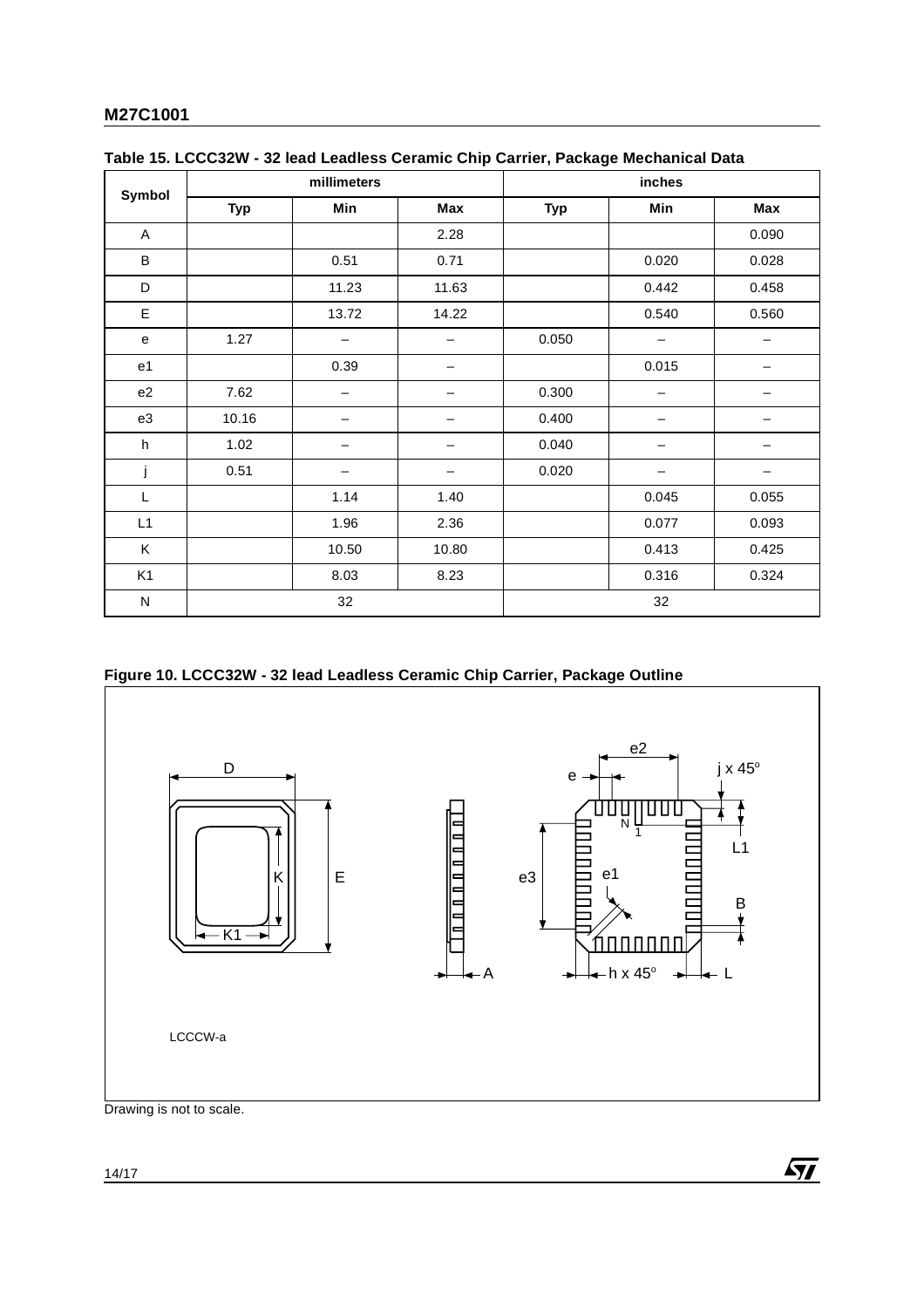**Table 15. LCCC32W - 32 lead Leadless Ceramic Chip Carrier, Package Mechanical Data**

| Symbol | millimeters | | | inches | | |
|---|---|---|---|---|---|---|
| | Typ | Min | Max | Typ | Min | Max |
| A | | | 2.28 | | | 0.090 |
| B | | 0.51 | 0.71 | | 0.020 | 0.028 |
| D | | 11.23 | 11.63 | | 0.442 | 0.458 |
| E | | 13.72 | 14.22 | | 0.540 | 0.560 |
| e | 1.27 | – | – | 0.050 | – | – |
| e1 | | 0.39 | – | | 0.015 | – |
| e2 | 7.62 | – | – | 0.300 | – | – |
| e3 | 10.16 | – | – | 0.400 | – | – |
| h | 1.02 | – | – | 0.040 | – | – |
| j | 0.51 | – | – | 0.020 | – | – |
| L | | 1.14 | 1.40 | | 0.045 | 0.055 |
| L1 | | 1.96 | 2.36 | | 0.077 | 0.093 |
| K | | 10.50 | 10.80 | | 0.413 | 0.425 |
| K1 | | 8.03 | 8.23 | | 0.316 | 0.324 |
| N | 32 | | | 32 | | |

**Figure 10. LCCC32W - 32 lead Leadless Ceramic Chip Carrier, Package Outline**

LCCCW-a

Drawing is not to scale.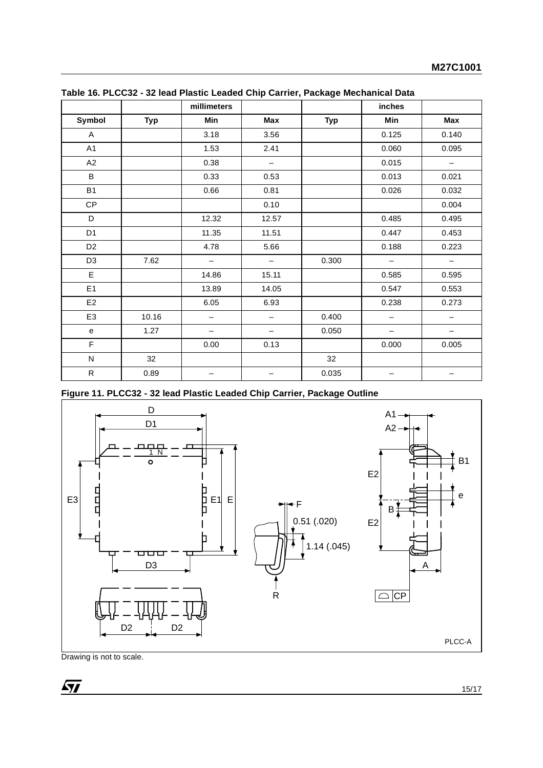**Table 16. PLCC32 - 32 lead Plastic Leaded Chip Carrier, Package Mechanical Data**

| Symbol | millimeters | | | inches | | |
|---|---|---|---|---|---|---|
| | Typ | Min | Max | Typ | Min | Max |
| A | | 3.18 | 3.56 | | 0.125 | 0.140 |
| A1 | | 1.53 | 2.41 | | 0.060 | 0.095 |
| A2 | | 0.38 | – | | 0.015 | – |
| B | | 0.33 | 0.53 | | 0.013 | 0.021 |
| B1 | | 0.66 | 0.81 | | 0.026 | 0.032 |
| CP | | | 0.10 | | | 0.004 |
| D | | 12.32 | 12.57 | | 0.485 | 0.495 |
| D1 | | 11.35 | 11.51 | | 0.447 | 0.453 |
| D2 | | 4.78 | 5.66 | | 0.188 | 0.223 |
| D3 | 7.62 | – | – | 0.300 | – | – |
| E | | 14.86 | 15.11 | | 0.585 | 0.595 |
| E1 | | 13.89 | 14.05 | | 0.547 | 0.553 |
| E2 | | 6.05 | 6.93 | | 0.238 | 0.273 |
| E3 | 10.16 | – | – | 0.400 | – | – |
| e | 1.27 | – | – | 0.050 | – | – |
| F | | 0.00 | 0.13 | | 0.000 | 0.005 |
| N | 32 | | | 32 | | |
| R | 0.89 | – | – | 0.035 | – | – |

**Figure 11. PLCC32 - 32 lead Plastic Leaded Chip Carrier, Package Outline**

Drawing is not to scale.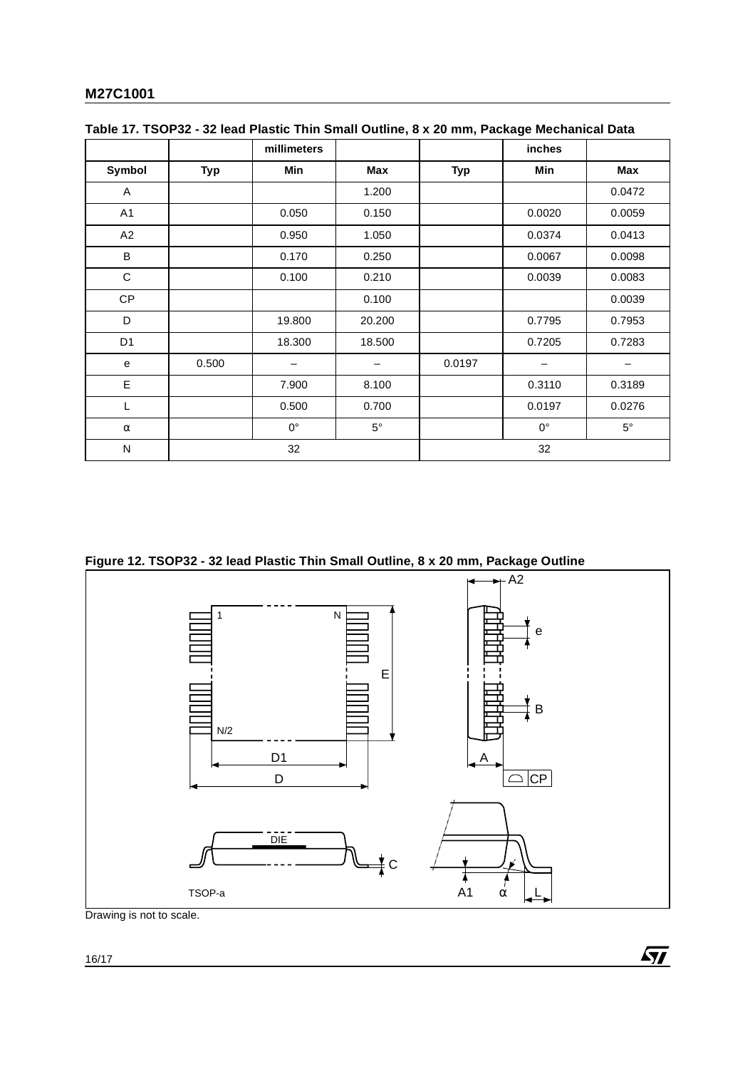**Table 17. TSOP32 - 32 lead Plastic Thin Small Outline, 8 x 20 mm, Package Mechanical Data**

| | millimeters | | | inches | | |
|---|---|---|---|---|---|---|
| Symbol | Typ | Min | Max | Typ | Min | Max |
| A | | | 1.200 | | | 0.0472 |
| A1 | | 0.050 | 0.150 | | 0.0020 | 0.0059 |
| A2 | | 0.950 | 1.050 | | 0.0374 | 0.0413 |
| B | | 0.170 | 0.250 | | 0.0067 | 0.0098 |
| C | | 0.100 | 0.210 | | 0.0039 | 0.0083 |
| CP | | | 0.100 | | | 0.0039 |
| D | | 19.800 | 20.200 | | 0.7795 | 0.7953 |
| D1 | | 18.300 | 18.500 | | 0.7205 | 0.7283 |
| e | 0.500 | – | – | 0.0197 | – | – |
| E | | 7.900 | 8.100 | | 0.3110 | 0.3189 |
| L | | 0.500 | 0.700 | | 0.0197 | 0.0276 |
| α | | 0° | 5° | | 0° | 5° |
| N | 32 | | | 32 | | |

**Figure 12. TSOP32 - 32 lead Plastic Thin Small Outline, 8 x 20 mm, Package Outline**

Drawing is not to scale.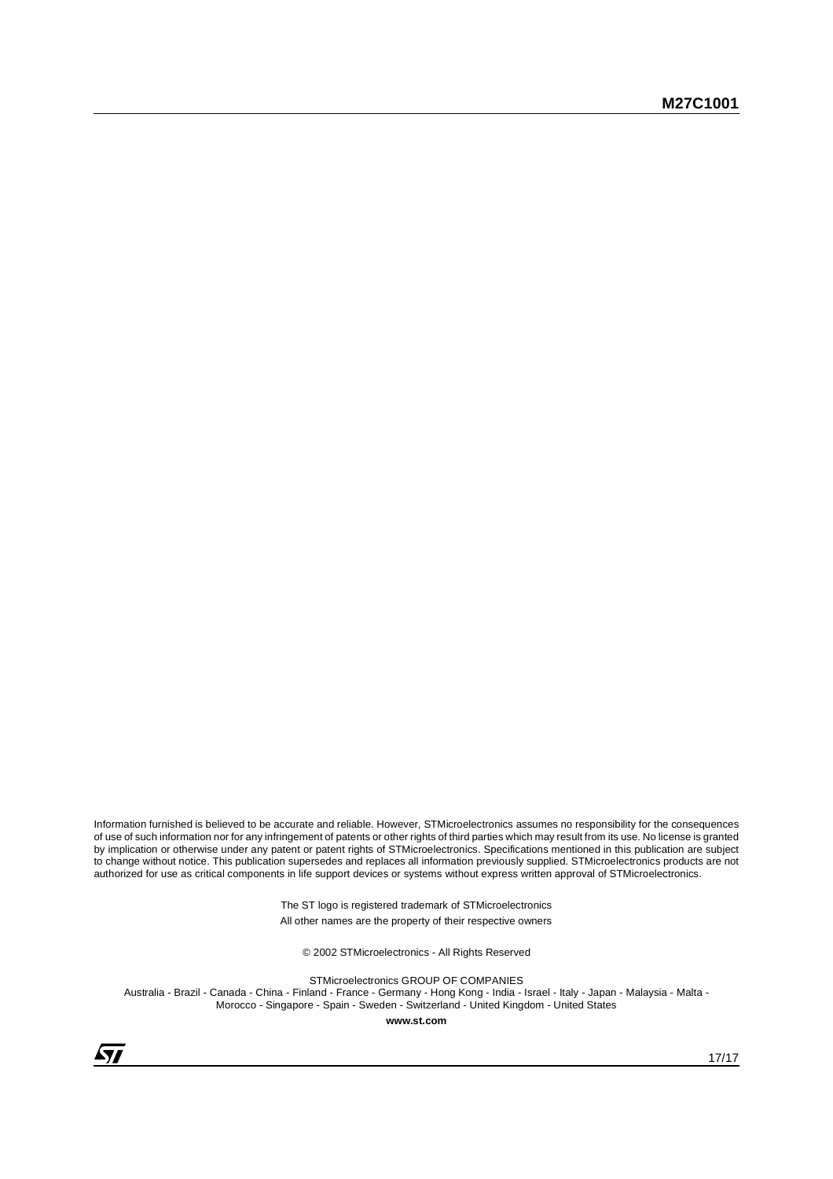Information furnished is believed to be accurate and reliable. However, STMicroelectronics assumes no responsibility for the consequences of use of such information nor for any infringement of patents or other rights of third parties which may result from its use. No license is granted by implication or otherwise under any patent or patent rights of STMicroelectronics. Specifications mentioned in this publication are subject to change without notice. This publication supersedes and replaces all information previously supplied. STMicroelectronics products are not authorized for use as critical components in life support devices or systems without express written approval of STMicroelectronics.

The ST logo is registered trademark of STMicroelectronics

All other names are the property of their respective owners

© 2002 STMicroelectronics - All Rights Reserved

STMicroelectronics GROUP OF COMPANIES

Australia - Brazil - Canada - China - Finland - France - Germany - Hong Kong - India - Israel - Italy - Japan - Malaysia - Malta - Morocco - Singapore - Spain - Sweden - Switzerland - United Kingdom - United States

**www.st.com**